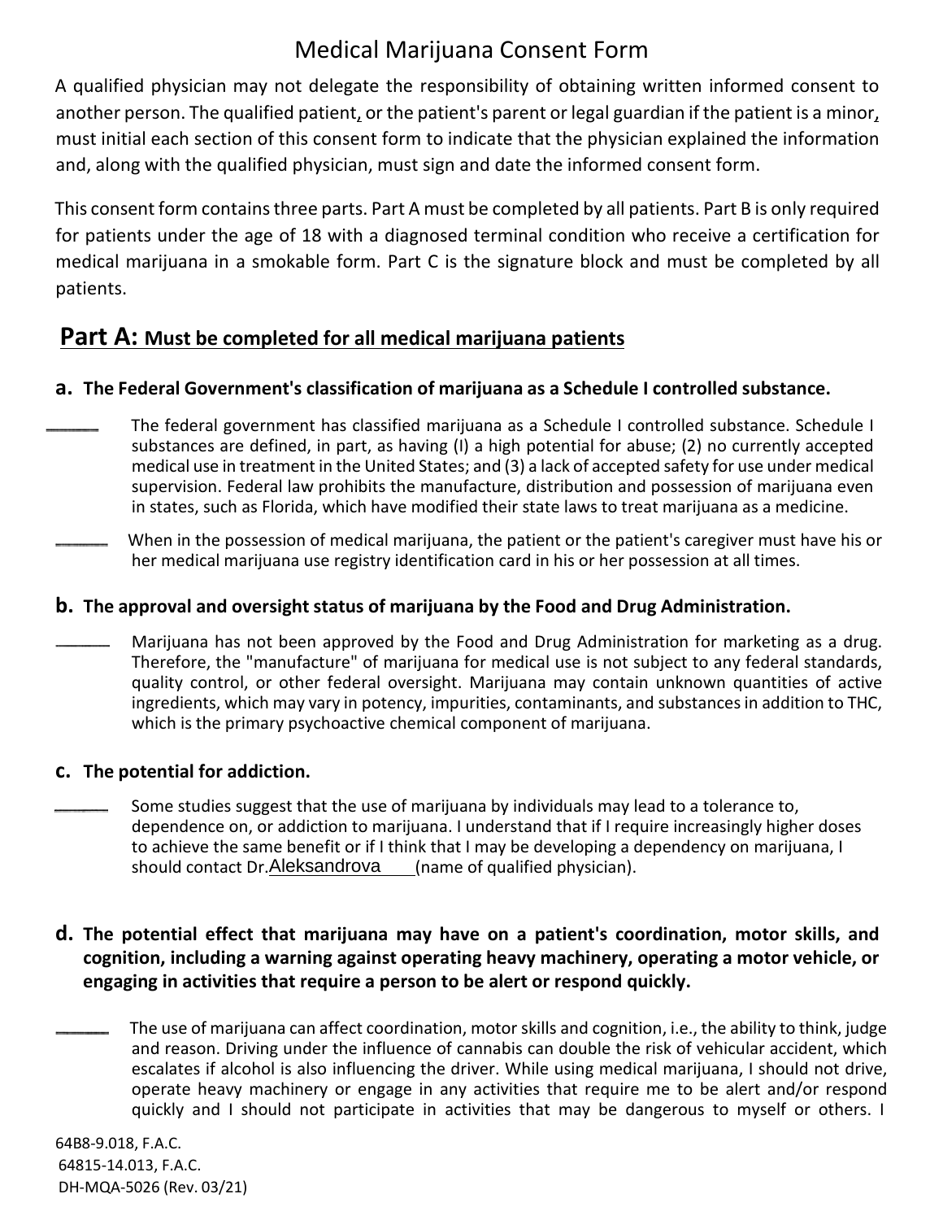# Medical Marijuana Consent Form

A qualified physician may not delegate the responsibility of obtaining written informed consent to another person. The qualified patient, or the patient's parent or legal guardian if the patient is a minor, must initial each section of this consent form to indicate that the physician explained the information and, along with the qualified physician, must sign and date the informed consent form.

This consent form contains three parts. Part A must be completed by all patients. Part B is only required for patients under the age of 18 with a diagnosed terminal condition who receive a certification for medical marijuana in a smokable form. Part C is the signature block and must be completed by all patients.

## Part A: Must be completed for all medical marijuana patients

### a. The Federal Government's classification of marijuana as a Schedule I controlled substance.

_______ The federal government has classified marijuana as a Schedule I controlled substance. Schedule I substances are defined, in part, as having (I) a high potential for abuse; (2) no currently accepted medical use in treatment in the United States; and (3) a lack of accepted safety for use under medical supervision. Federal law prohibits the manufacture, distribution and possession of marijuana even in states, such as Florida, which have modified their state laws to treat marijuana as a medicine.

_______ When in the possession of medical marijuana, the patient or the patient's caregiver must have his or her medical marijuana use registry identification card in his or her possession at all times.

### b. The approval and oversight status of marijuana by the Food and Drug Administration.

_______ Marijuana has not been approved by the Food and Drug Administration for marketing as a drug. Therefore, the "manufacture" of marijuana for medical use is not subject to any federal standards, quality control, or other federal oversight. Marijuana may contain unknown quantities of active ingredients, which may vary in potency, impurities, contaminants, and substances in addition to THC, which is the primary psychoactive chemical component of marijuana.

### c. The potential for addiction.

_______ Some studies suggest that the use of marijuana by individuals may lead to a tolerance to, dependence on, or addiction to marijuana. I understand that if I require increasingly higher doses to achieve the same benefit or if I think that I may be developing a dependency on marijuana, I should contact Dr. Aleksandrova (name of qualified physician).

### d. The potential effect that marijuana may have on a patient's coordination, motor skills, and cognition, including a warning against operating heavy machinery, operating a motor vehicle, or engaging in activities that require a person to be alert or respond quickly.

_______ The use of marijuana can affect coordination, motor skills and cognition, i.e., the ability to think, judge and reason. Driving under the influence of cannabis can double the risk of vehicular accident, which escalates if alcohol is also influencing the driver. While using medical marijuana, I should not drive, operate heavy machinery or engage in any activities that require me to be alert and/or respond quickly and I should not participate in activities that may be dangerous to myself or others. I

64B8-9.018, F.A.C.
64815-14.013, F.A.C.
DH-MQA-5026 (Rev. 03/21)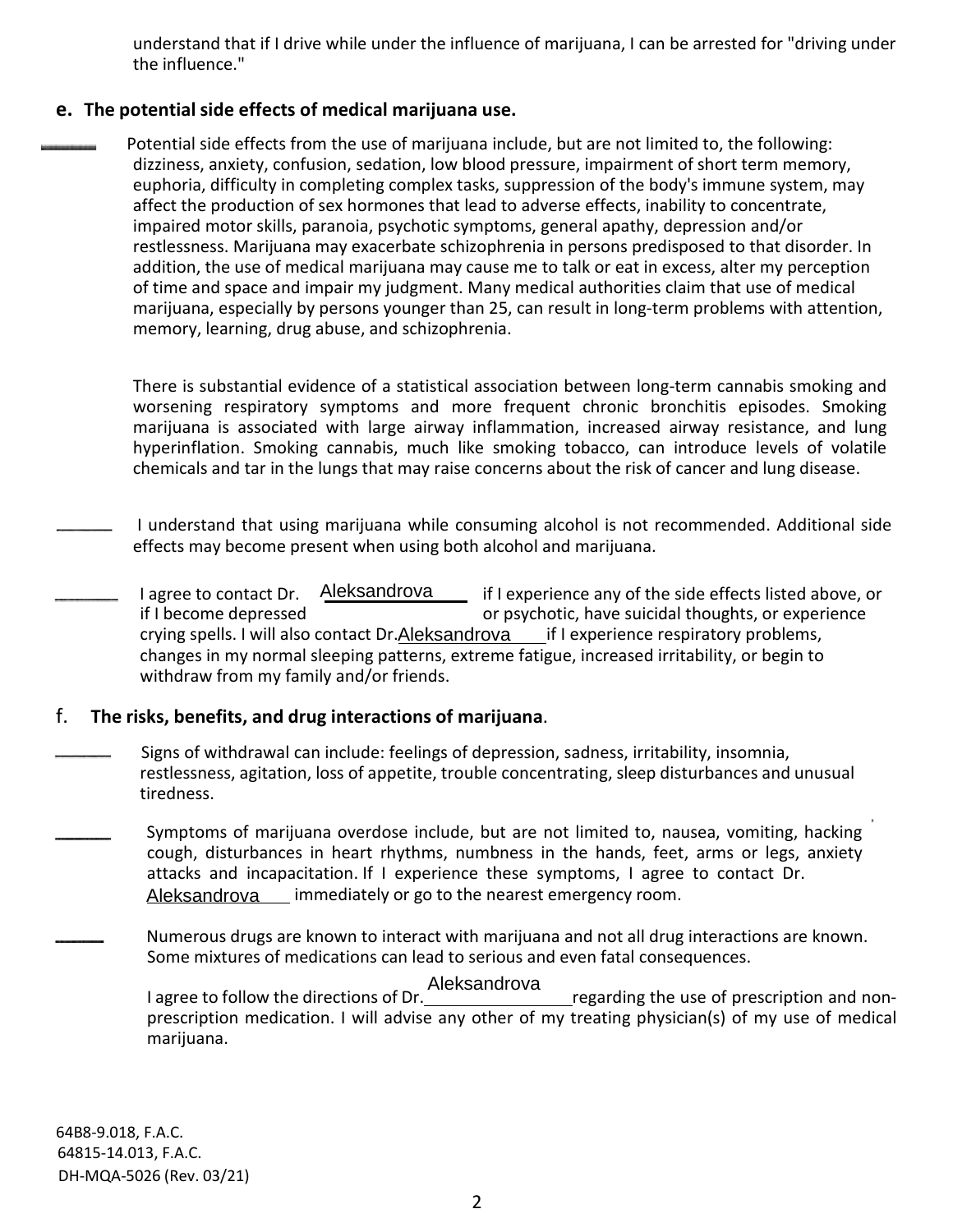understand that if I drive while under the influence of marijuana, I can be arrested for "driving under the influence."

## e. The potential side effects of medical marijuana use.

______ Potential side effects from the use of marijuana include, but are not limited to, the following: dizziness, anxiety, confusion, sedation, low blood pressure, impairment of short term memory, euphoria, difficulty in completing complex tasks, suppression of the body's immune system, may affect the production of sex hormones that lead to adverse effects, inability to concentrate, impaired motor skills, paranoia, psychotic symptoms, general apathy, depression and/or restlessness. Marijuana may exacerbate schizophrenia in persons predisposed to that disorder. In addition, the use of medical marijuana may cause me to talk or eat in excess, alter my perception of time and space and impair my judgment. Many medical authorities claim that use of medical marijuana, especially by persons younger than 25, can result in long-term problems with attention, memory, learning, drug abuse, and schizophrenia.

There is substantial evidence of a statistical association between long-term cannabis smoking and worsening respiratory symptoms and more frequent chronic bronchitis episodes. Smoking marijuana is associated with large airway inflammation, increased airway resistance, and lung hyperinflation. Smoking cannabis, much like smoking tobacco, can introduce levels of volatile chemicals and tar in the lungs that may raise concerns about the risk of cancer and lung disease.

______ I understand that using marijuana while consuming alcohol is not recommended. Additional side effects may become present when using both alcohol and marijuana.

______ I agree to contact Dr. Aleksandrova if I experience any of the side effects listed above, or if I become depressed or psychotic, have suicidal thoughts, or experience crying spells. I will also contact Dr. Aleksandrova if I experience respiratory problems, changes in my normal sleeping patterns, extreme fatigue, increased irritability, or begin to withdraw from my family and/or friends.

## f. The risks, benefits, and drug interactions of marijuana.

______ Signs of withdrawal can include: feelings of depression, sadness, irritability, insomnia, restlessness, agitation, loss of appetite, trouble concentrating, sleep disturbances and unusual tiredness.

______ Symptoms of marijuana overdose include, but are not limited to, nausea, vomiting, hacking cough, disturbances in heart rhythms, numbness in the hands, feet, arms or legs, anxiety attacks and incapacitation. If I experience these symptoms, I agree to contact Dr. Aleksandrova immediately or go to the nearest emergency room.

______ Numerous drugs are known to interact with marijuana and not all drug interactions are known. Some mixtures of medications can lead to serious and even fatal consequences.

I agree to follow the directions of Dr. Aleksandrova regarding the use of prescription and non-prescription medication. I will advise any other of my treating physician(s) of my use of medical marijuana.

64B8-9.018, F.A.C.
64815-14.013, F.A.C.
DH-MQA-5026 (Rev. 03/21)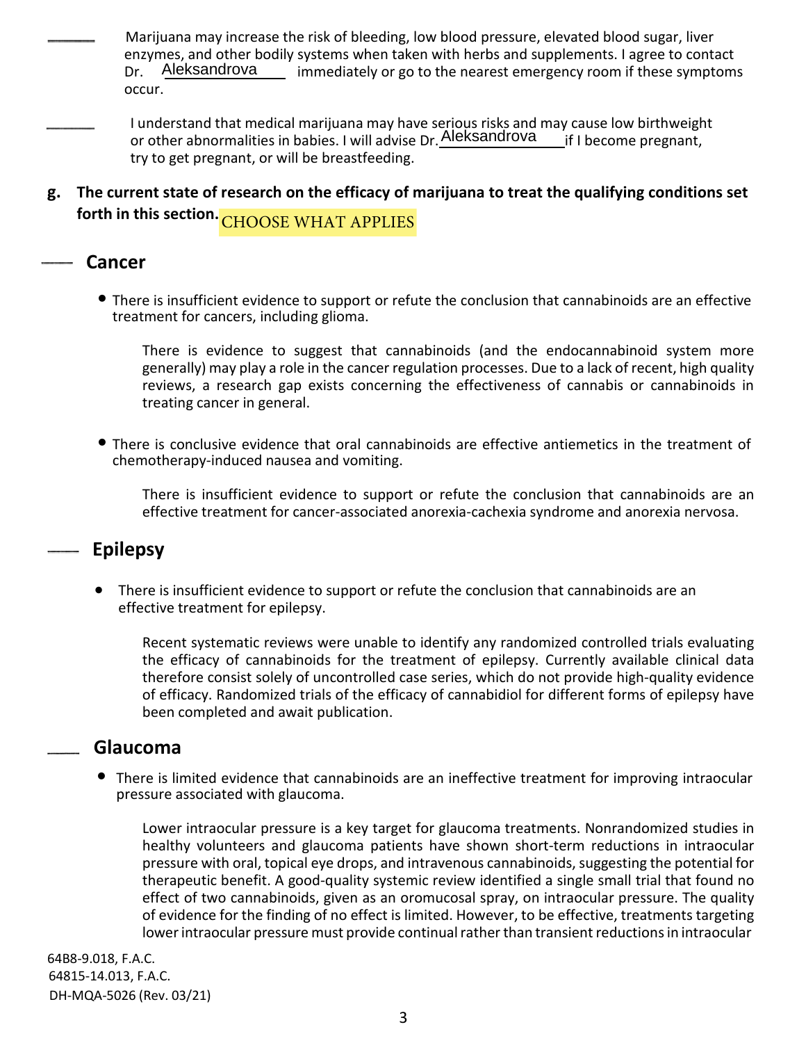______ Marijuana may increase the risk of bleeding, low blood pressure, elevated blood sugar, liver enzymes, and other bodily systems when taken with herbs and supplements. I agree to contact Dr. Aleksandrova immediately or go to the nearest emergency room if these symptoms occur.

______ I understand that medical marijuana may have serious risks and may cause low birthweight or other abnormalities in babies. I will advise Dr. Aleksandrova if I become pregnant, try to get pregnant, or will be breastfeeding.

**g. The current state of research on the efficacy of marijuana to treat the qualifying conditions set forth in this section.** CHOOSE WHAT APPLIES

## ____ Cancer

- There is insufficient evidence to support or refute the conclusion that cannabinoids are an effective treatment for cancers, including glioma.

  There is evidence to suggest that cannabinoids (and the endocannabinoid system more generally) may play a role in the cancer regulation processes. Due to a lack of recent, high quality reviews, a research gap exists concerning the effectiveness of cannabis or cannabinoids in treating cancer in general.

- There is conclusive evidence that oral cannabinoids are effective antiemetics in the treatment of chemotherapy-induced nausea and vomiting.

  There is insufficient evidence to support or refute the conclusion that cannabinoids are an effective treatment for cancer-associated anorexia-cachexia syndrome and anorexia nervosa.

## ____ Epilepsy

- There is insufficient evidence to support or refute the conclusion that cannabinoids are an effective treatment for epilepsy.

  Recent systematic reviews were unable to identify any randomized controlled trials evaluating the efficacy of cannabinoids for the treatment of epilepsy. Currently available clinical data therefore consist solely of uncontrolled case series, which do not provide high-quality evidence of efficacy. Randomized trials of the efficacy of cannabidiol for different forms of epilepsy have been completed and await publication.

## ____ Glaucoma

- There is limited evidence that cannabinoids are an ineffective treatment for improving intraocular pressure associated with glaucoma.

  Lower intraocular pressure is a key target for glaucoma treatments. Nonrandomized studies in healthy volunteers and glaucoma patients have shown short-term reductions in intraocular pressure with oral, topical eye drops, and intravenous cannabinoids, suggesting the potential for therapeutic benefit. A good-quality systemic review identified a single small trial that found no effect of two cannabinoids, given as an oromucosal spray, on intraocular pressure. The quality of evidence for the finding of no effect is limited. However, to be effective, treatments targeting lower intraocular pressure must provide continual rather than transient reductions in intraocular

64B8-9.018, F.A.C.
64815-14.013, F.A.C.
DH-MQA-5026 (Rev. 03/21)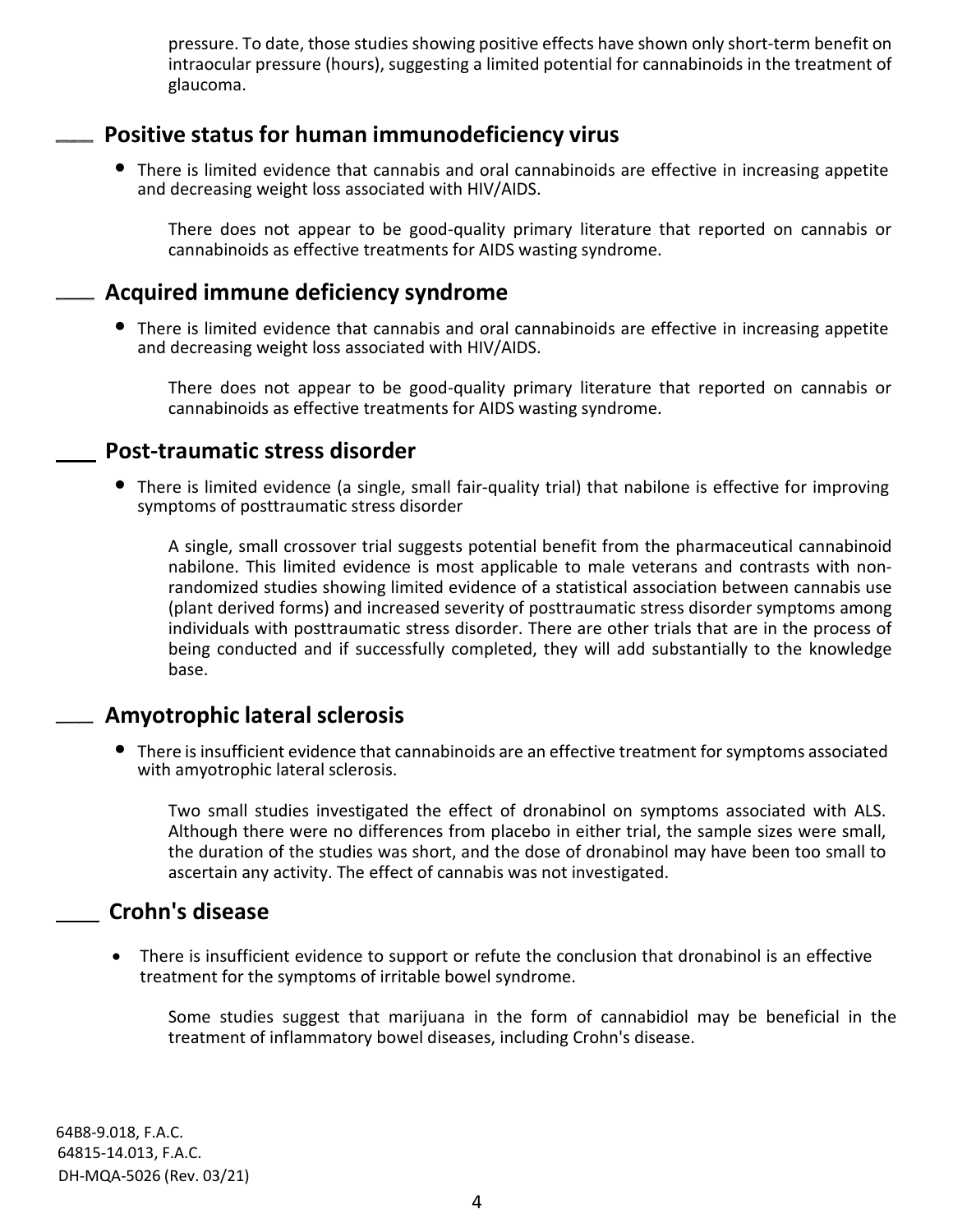pressure. To date, those studies showing positive effects have shown only short-term benefit on intraocular pressure (hours), suggesting a limited potential for cannabinoids in the treatment of glaucoma.

## ____ Positive status for human immunodeficiency virus

- There is limited evidence that cannabis and oral cannabinoids are effective in increasing appetite and decreasing weight loss associated with HIV/AIDS.

  There does not appear to be good-quality primary literature that reported on cannabis or cannabinoids as effective treatments for AIDS wasting syndrome.

## ____ Acquired immune deficiency syndrome

- There is limited evidence that cannabis and oral cannabinoids are effective in increasing appetite and decreasing weight loss associated with HIV/AIDS.

  There does not appear to be good-quality primary literature that reported on cannabis or cannabinoids as effective treatments for AIDS wasting syndrome.

## ____ Post-traumatic stress disorder

- There is limited evidence (a single, small fair-quality trial) that nabilone is effective for improving symptoms of posttraumatic stress disorder

  A single, small crossover trial suggests potential benefit from the pharmaceutical cannabinoid nabilone. This limited evidence is most applicable to male veterans and contrasts with non-randomized studies showing limited evidence of a statistical association between cannabis use (plant derived forms) and increased severity of posttraumatic stress disorder symptoms among individuals with posttraumatic stress disorder. There are other trials that are in the process of being conducted and if successfully completed, they will add substantially to the knowledge base.

## ____ Amyotrophic lateral sclerosis

- There is insufficient evidence that cannabinoids are an effective treatment for symptoms associated with amyotrophic lateral sclerosis.

  Two small studies investigated the effect of dronabinol on symptoms associated with ALS. Although there were no differences from placebo in either trial, the sample sizes were small, the duration of the studies was short, and the dose of dronabinol may have been too small to ascertain any activity. The effect of cannabis was not investigated.

## ____ Crohn's disease

- There is insufficient evidence to support or refute the conclusion that dronabinol is an effective treatment for the symptoms of irritable bowel syndrome.

  Some studies suggest that marijuana in the form of cannabidiol may be beneficial in the treatment of inflammatory bowel diseases, including Crohn's disease.

64B8-9.018, F.A.C.
64815-14.013, F.A.C.
DH-MQA-5026 (Rev. 03/21)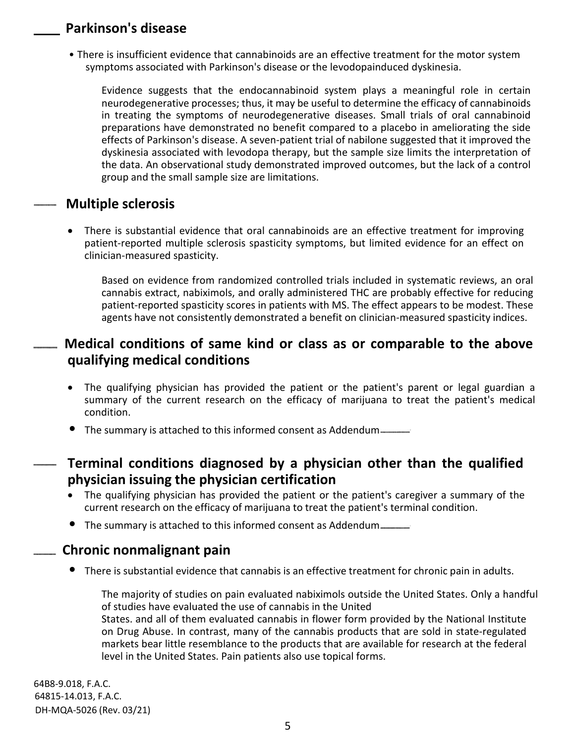## ____ Parkinson's disease

- There is insufficient evidence that cannabinoids are an effective treatment for the motor system symptoms associated with Parkinson's disease or the levodopainduced dyskinesia.

  Evidence suggests that the endocannabinoid system plays a meaningful role in certain neurodegenerative processes; thus, it may be useful to determine the efficacy of cannabinoids in treating the symptoms of neurodegenerative diseases. Small trials of oral cannabinoid preparations have demonstrated no benefit compared to a placebo in ameliorating the side effects of Parkinson's disease. A seven-patient trial of nabilone suggested that it improved the dyskinesia associated with levodopa therapy, but the sample size limits the interpretation of the data. An observational study demonstrated improved outcomes, but the lack of a control group and the small sample size are limitations.

## ____ Multiple sclerosis

- There is substantial evidence that oral cannabinoids are an effective treatment for improving patient-reported multiple sclerosis spasticity symptoms, but limited evidence for an effect on clinician-measured spasticity.

  Based on evidence from randomized controlled trials included in systematic reviews, an oral cannabis extract, nabiximols, and orally administered THC are probably effective for reducing patient-reported spasticity scores in patients with MS. The effect appears to be modest. These agents have not consistently demonstrated a benefit on clinician-measured spasticity indices.

## ____ Medical conditions of same kind or class as or comparable to the above qualifying medical conditions

- The qualifying physician has provided the patient or the patient's parent or legal guardian a summary of the current research on the efficacy of marijuana to treat the patient's medical condition.
- The summary is attached to this informed consent as Addendum____

## ____ Terminal conditions diagnosed by a physician other than the qualified physician issuing the physician certification

- The qualifying physician has provided the patient or the patient's caregiver a summary of the current research on the efficacy of marijuana to treat the patient's terminal condition.
- The summary is attached to this informed consent as Addendum____

## ____ Chronic nonmalignant pain

- There is substantial evidence that cannabis is an effective treatment for chronic pain in adults.

  The majority of studies on pain evaluated nabiximols outside the United States. Only a handful of studies have evaluated the use of cannabis in the United States. and all of them evaluated cannabis in flower form provided by the National Institute on Drug Abuse. In contrast, many of the cannabis products that are sold in state-regulated markets bear little resemblance to the products that are available for research at the federal level in the United States. Pain patients also use topical forms.

64B8-9.018, F.A.C.
64815-14.013, F.A.C.
DH-MQA-5026 (Rev. 03/21)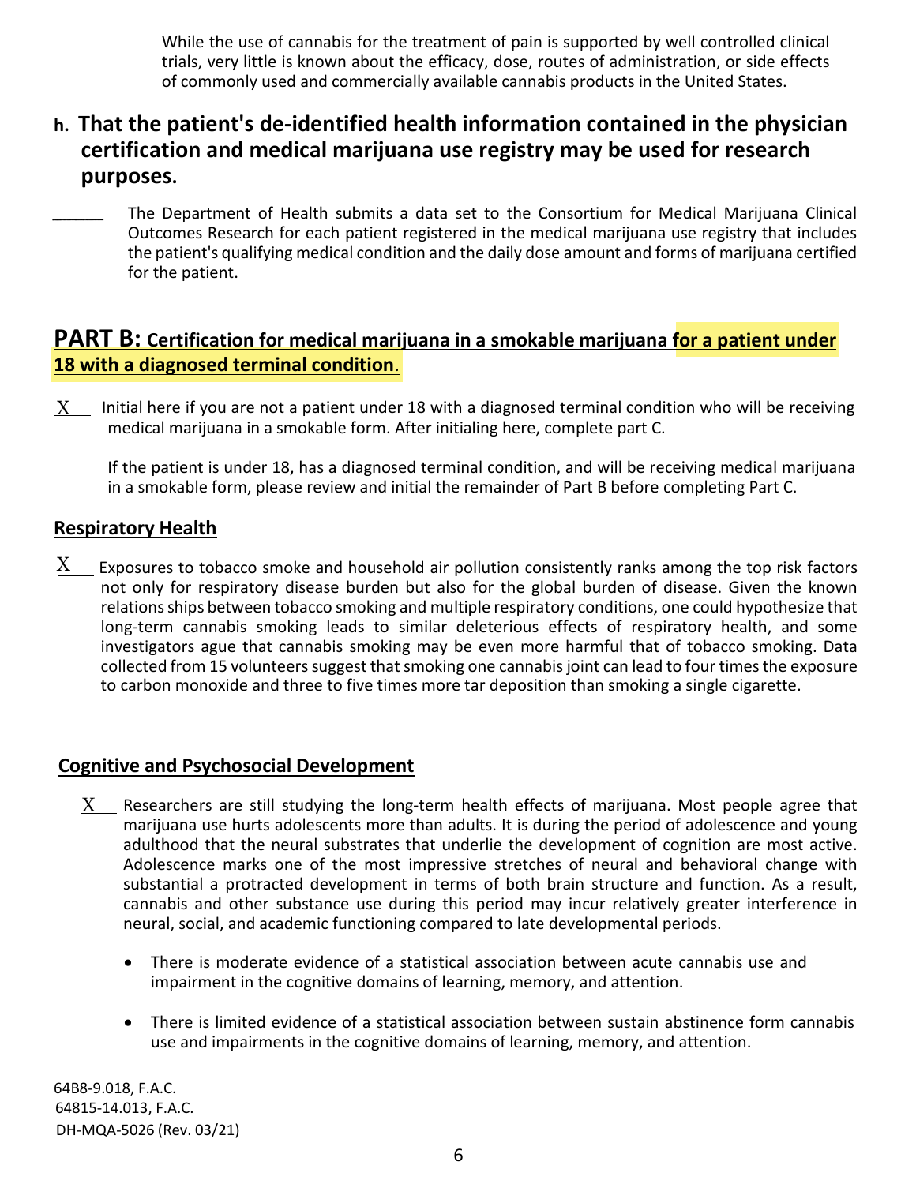While the use of cannabis for the treatment of pain is supported by well controlled clinical trials, very little is known about the efficacy, dose, routes of administration, or side effects of commonly used and commercially available cannabis products in the United States.

## h. That the patient's de-identified health information contained in the physician certification and medical marijuana use registry may be used for research purposes.

______ The Department of Health submits a data set to the Consortium for Medical Marijuana Clinical Outcomes Research for each patient registered in the medical marijuana use registry that includes the patient's qualifying medical condition and the daily dose amount and forms of marijuana certified for the patient.

## PART B: Certification for medical marijuana in a smokable marijuana for a patient under 18 with a diagnosed terminal condition.

X Initial here if you are not a patient under 18 with a diagnosed terminal condition who will be receiving medical marijuana in a smokable form. After initialing here, complete part C.

If the patient is under 18, has a diagnosed terminal condition, and will be receiving medical marijuana in a smokable form, please review and initial the remainder of Part B before completing Part C.

### Respiratory Health

X Exposures to tobacco smoke and household air pollution consistently ranks among the top risk factors not only for respiratory disease burden but also for the global burden of disease. Given the known relations ships between tobacco smoking and multiple respiratory conditions, one could hypothesize that long-term cannabis smoking leads to similar deleterious effects of respiratory health, and some investigators ague that cannabis smoking may be even more harmful that of tobacco smoking. Data collected from 15 volunteers suggest that smoking one cannabis joint can lead to four times the exposure to carbon monoxide and three to five times more tar deposition than smoking a single cigarette.

### Cognitive and Psychosocial Development

X Researchers are still studying the long-term health effects of marijuana. Most people agree that marijuana use hurts adolescents more than adults. It is during the period of adolescence and young adulthood that the neural substrates that underlie the development of cognition are most active. Adolescence marks one of the most impressive stretches of neural and behavioral change with substantial a protracted development in terms of both brain structure and function. As a result, cannabis and other substance use during this period may incur relatively greater interference in neural, social, and academic functioning compared to late developmental periods.

- There is moderate evidence of a statistical association between acute cannabis use and impairment in the cognitive domains of learning, memory, and attention.
- There is limited evidence of a statistical association between sustain abstinence form cannabis use and impairments in the cognitive domains of learning, memory, and attention.

64B8-9.018, F.A.C.
64815-14.013, F.A.C.
DH-MQA-5026 (Rev. 03/21)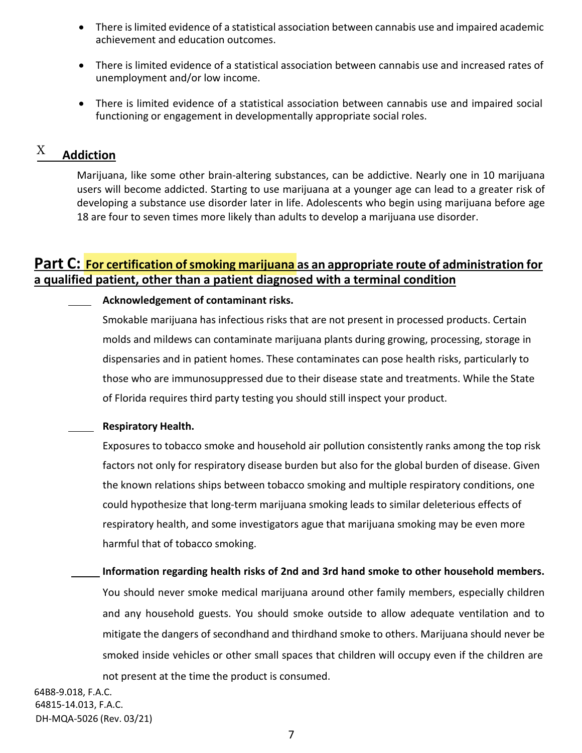- There is limited evidence of a statistical association between cannabis use and impaired academic achievement and education outcomes.

- There is limited evidence of a statistical association between cannabis use and increased rates of unemployment and/or low income.

- There is limited evidence of a statistical association between cannabis use and impaired social functioning or engagement in developmentally appropriate social roles.

X **Addiction**

Marijuana, like some other brain-altering substances, can be addictive. Nearly one in 10 marijuana users will become addicted. Starting to use marijuana at a younger age can lead to a greater risk of developing a substance use disorder later in life. Adolescents who begin using marijuana before age 18 are four to seven times more likely than adults to develop a marijuana use disorder.

## Part C: For certification of smoking marijuana as an appropriate route of administration for a qualified patient, other than a patient diagnosed with a terminal condition

____ **Acknowledgement of contaminant risks.**

Smokable marijuana has infectious risks that are not present in processed products. Certain molds and mildews can contaminate marijuana plants during growing, processing, storage in dispensaries and in patient homes. These contaminates can pose health risks, particularly to those who are immunosuppressed due to their disease state and treatments. While the State of Florida requires third party testing you should still inspect your product.

____ **Respiratory Health.**

Exposures to tobacco smoke and household air pollution consistently ranks among the top risk factors not only for respiratory disease burden but also for the global burden of disease. Given the known relations ships between tobacco smoking and multiple respiratory conditions, one could hypothesize that long-term marijuana smoking leads to similar deleterious effects of respiratory health, and some investigators ague that marijuana smoking may be even more harmful that of tobacco smoking.

____ **Information regarding health risks of 2nd and 3rd hand smoke to other household members.**

You should never smoke medical marijuana around other family members, especially children and any household guests. You should smoke outside to allow adequate ventilation and to mitigate the dangers of secondhand and thirdhand smoke to others. Marijuana should never be smoked inside vehicles or other small spaces that children will occupy even if the children are not present at the time the product is consumed.

64B8-9.018, F.A.C.
64815-14.013, F.A.C.
DH-MQA-5026 (Rev. 03/21)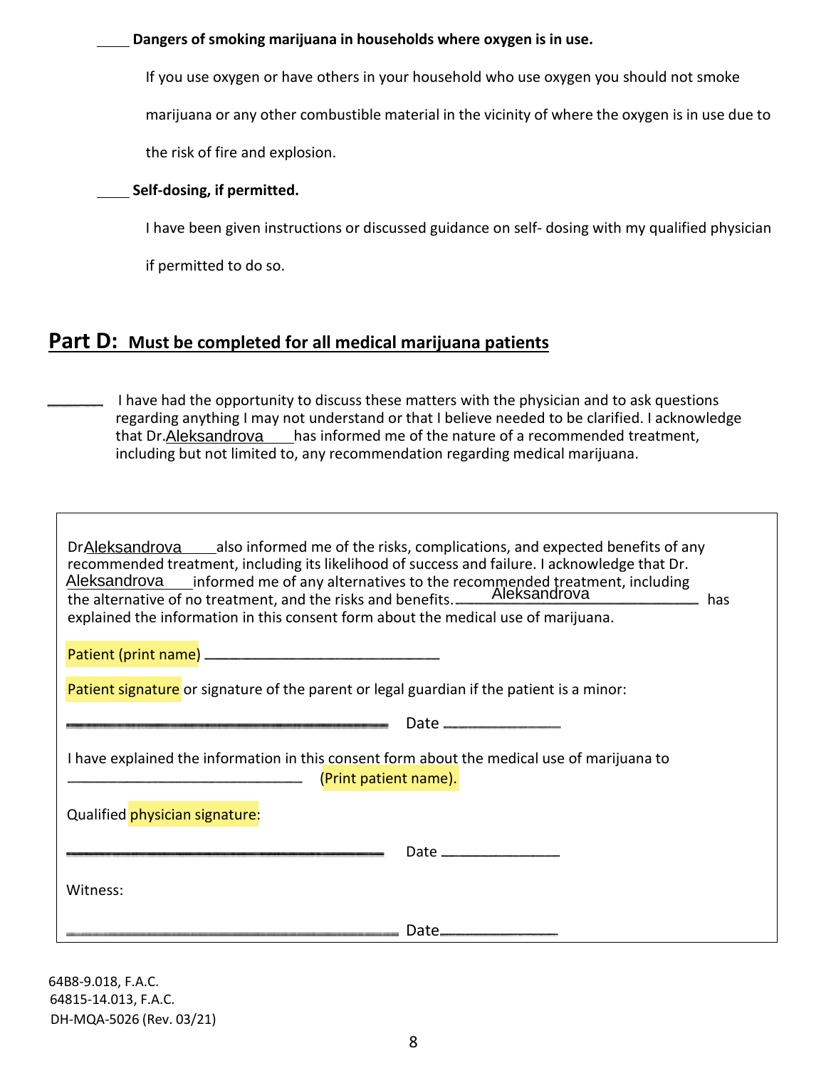____ **Dangers of smoking marijuana in households where oxygen is in use.**

If you use oxygen or have others in your household who use oxygen you should not smoke marijuana or any other combustible material in the vicinity of where the oxygen is in use due to the risk of fire and explosion.

____ **Self-dosing, if permitted.**

I have been given instructions or discussed guidance on self- dosing with my qualified physician if permitted to do so.

## Part D: Must be completed for all medical marijuana patients

_______ I have had the opportunity to discuss these matters with the physician and to ask questions regarding anything I may not understand or that I believe needed to be clarified. I acknowledge that Dr.Aleksandrova has informed me of the nature of a recommended treatment, including but not limited to, any recommendation regarding medical marijuana.

DrAleksandrova also informed me of the risks, complications, and expected benefits of any recommended treatment, including its likelihood of success and failure. I acknowledge that Dr. Aleksandrova informed me of any alternatives to the recommended treatment, including the alternative of no treatment, and the risks and benefits. Aleksandrova has explained the information in this consent form about the medical use of marijuana.

Patient (print name) ______________________________

Patient signature or signature of the parent or legal guardian if the patient is a minor:

__________________________________________ Date ______________

I have explained the information in this consent form about the medical use of marijuana to ______________________________ (Print patient name).

Qualified physician signature:

__________________________________________ Date ______________

Witness:

__________________________________________ Date______________

64B8-9.018, F.A.C.
64815-14.013, F.A.C.
DH-MQA-5026 (Rev. 03/21)